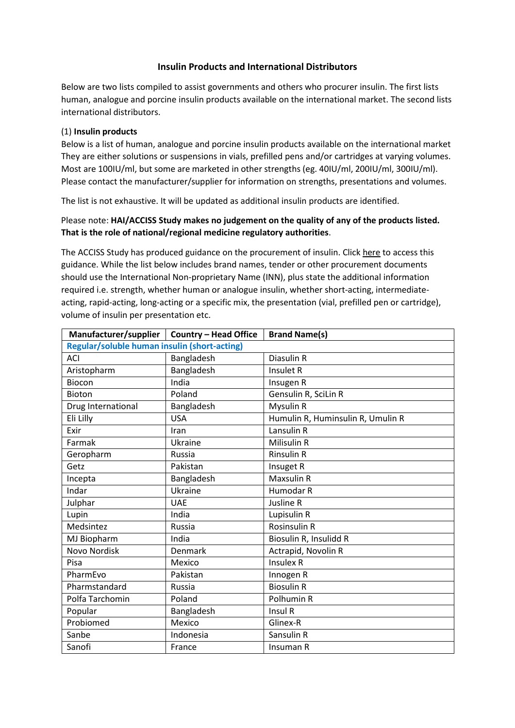# Insulin Products and International Distributors

Below are two lists compiled to assist governments and others who procurer insulin. The first lists human, analogue and porcine insulin products available on the international market. The second lists international distributors.

(1) **Insulin products**

Below is a list of human, analogue and porcine insulin products available on the international market They are either solutions or suspensions in vials, prefilled pens and/or cartridges at varying volumes. Most are 100IU/ml, but some are marketed in other strengths (eg. 40IU/ml, 200IU/ml, 300IU/ml). Please contact the manufacturer/supplier for information on strengths, presentations and volumes.

The list is not exhaustive. It will be updated as additional insulin products are identified.

Please note: **HAI/ACCISS Study makes no judgement on the quality of any of the products listed. That is the role of national/regional medicine regulatory authorities**.

The ACCISS Study has produced guidance on the procurement of insulin. Click here to access this guidance. While the list below includes brand names, tender or other procurement documents should use the International Non-proprietary Name (INN), plus state the additional information required i.e. strength, whether human or analogue insulin, whether short-acting, intermediate-acting, rapid-acting, long-acting or a specific mix, the presentation (vial, prefilled pen or cartridge), volume of insulin per presentation etc.

| Manufacturer/supplier | Country – Head Office | Brand Name(s) |
|---|---|---|
| **Regular/soluble human insulin (short-acting)** | | |
| ACI | Bangladesh | Diasulin R |
| Aristopharm | Bangladesh | Insulet R |
| Biocon | India | Insugen R |
| Bioton | Poland | Gensulin R, SciLin R |
| Drug International | Bangladesh | Mysulin R |
| Eli Lilly | USA | Humulin R, Huminsulin R, Umulin R |
| Exir | Iran | Lansulin R |
| Farmak | Ukraine | Milisulin R |
| Geropharm | Russia | Rinsulin R |
| Getz | Pakistan | Insuget R |
| Incepta | Bangladesh | Maxsulin R |
| Indar | Ukraine | Humodar R |
| Julphar | UAE | Jusline R |
| Lupin | India | Lupisulin R |
| Medsintez | Russia | Rosinsulin R |
| MJ Biopharm | India | Biosulin R, Insulidd R |
| Novo Nordisk | Denmark | Actrapid, Novolin R |
| Pisa | Mexico | Insulex R |
| PharmEvo | Pakistan | Innogen R |
| Pharmstandard | Russia | Biosulin R |
| Polfa Tarchomin | Poland | Polhumin R |
| Popular | Bangladesh | Insul R |
| Probiomed | Mexico | Glinex-R |
| Sanbe | Indonesia | Sansulin R |
| Sanofi | France | Insuman R |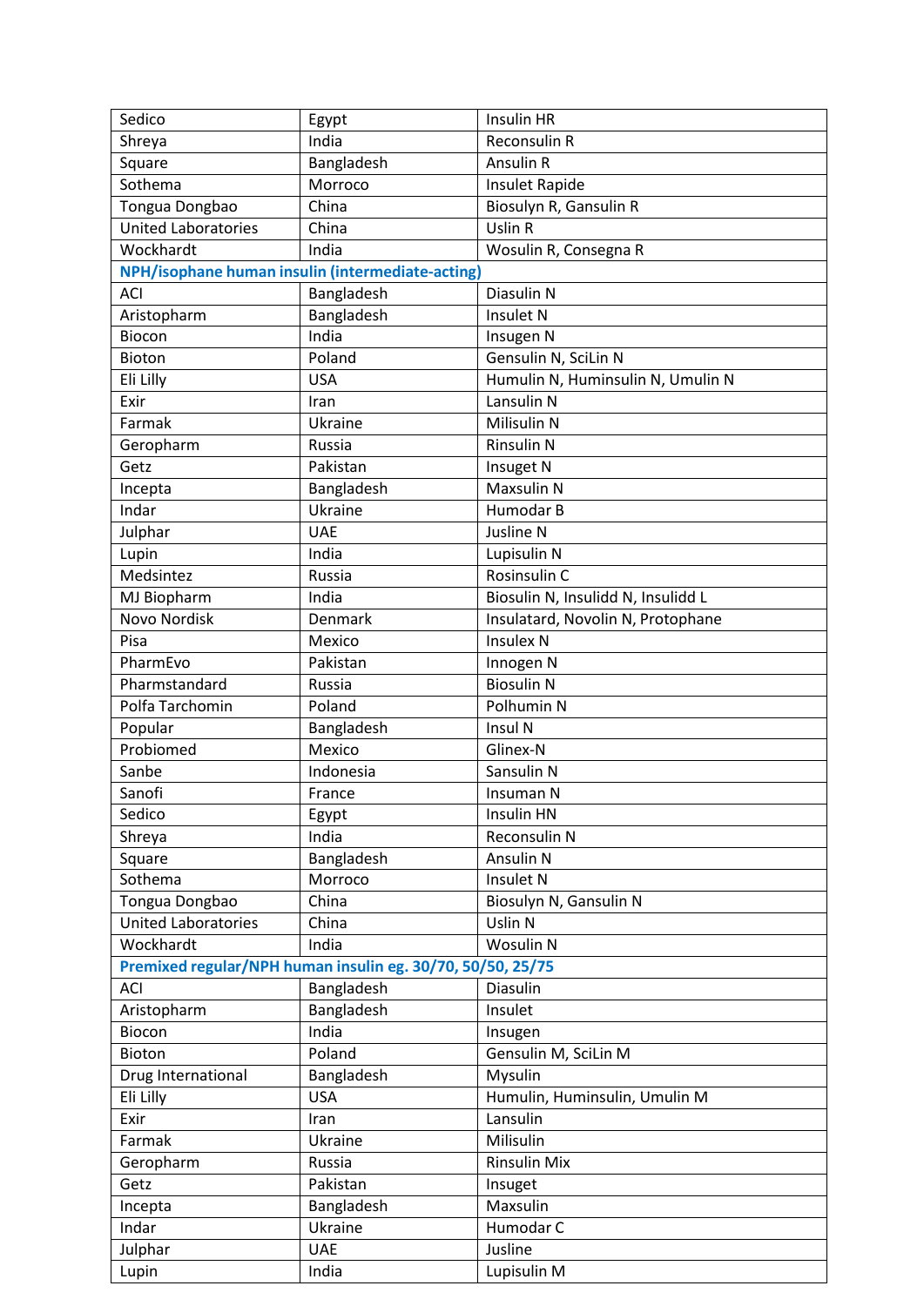| | | |
|---|---|---|
| Sedico | Egypt | Insulin HR |
| Shreya | India | Reconsulin R |
| Square | Bangladesh | Ansulin R |
| Sothema | Morroco | Insulet Rapide |
| Tongua Dongbao | China | Biosulyn R, Gansulin R |
| United Laboratories | China | Uslin R |
| Wockhardt | India | Wosulin R, Consegna R |
| **NPH/isophane human insulin (intermediate-acting)** | | |
| ACI | Bangladesh | Diasulin N |
| Aristopharm | Bangladesh | Insulet N |
| Biocon | India | Insugen N |
| Bioton | Poland | Gensulin N, SciLin N |
| Eli Lilly | USA | Humulin N, Huminsulin N, Umulin N |
| Exir | Iran | Lansulin N |
| Farmak | Ukraine | Milisulin N |
| Geropharm | Russia | Rinsulin N |
| Getz | Pakistan | Insuget N |
| Incepta | Bangladesh | Maxsulin N |
| Indar | Ukraine | Humodar B |
| Julphar | UAE | Jusline N |
| Lupin | India | Lupisulin N |
| Medsintez | Russia | Rosinsulin C |
| MJ Biopharm | India | Biosulin N, Insulidd N, Insulidd L |
| Novo Nordisk | Denmark | Insulatard, Novolin N, Protophane |
| Pisa | Mexico | Insulex N |
| PharmEvo | Pakistan | Innogen N |
| Pharmstandard | Russia | Biosulin N |
| Polfa Tarchomin | Poland | Polhumin N |
| Popular | Bangladesh | Insul N |
| Probiomed | Mexico | Glinex-N |
| Sanbe | Indonesia | Sansulin N |
| Sanofi | France | Insuman N |
| Sedico | Egypt | Insulin HN |
| Shreya | India | Reconsulin N |
| Square | Bangladesh | Ansulin N |
| Sothema | Morroco | Insulet N |
| Tongua Dongbao | China | Biosulyn N, Gansulin N |
| United Laboratories | China | Uslin N |
| Wockhardt | India | Wosulin N |
| **Premixed regular/NPH human insulin eg. 30/70, 50/50, 25/75** | | |
| ACI | Bangladesh | Diasulin |
| Aristopharm | Bangladesh | Insulet |
| Biocon | India | Insugen |
| Bioton | Poland | Gensulin M, SciLin M |
| Drug International | Bangladesh | Mysulin |
| Eli Lilly | USA | Humulin, Huminsulin, Umulin M |
| Exir | Iran | Lansulin |
| Farmak | Ukraine | Milisulin |
| Geropharm | Russia | Rinsulin Mix |
| Getz | Pakistan | Insuget |
| Incepta | Bangladesh | Maxsulin |
| Indar | Ukraine | Humodar C |
| Julphar | UAE | Jusline |
| Lupin | India | Lupisulin M |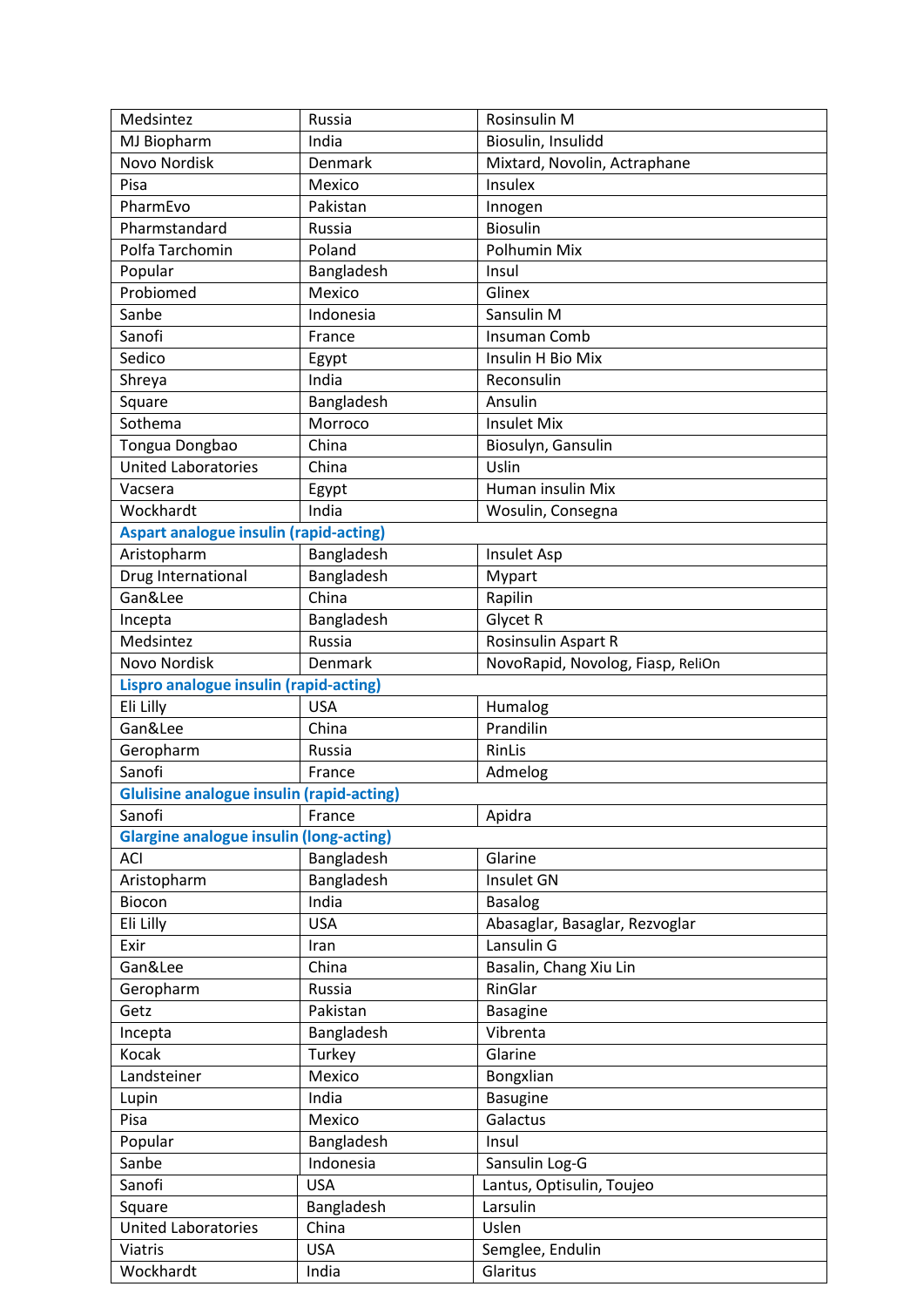| Medsintez | Russia | Rosinsulin M |
|---|---|---|
| MJ Biopharm | India | Biosulin, Insulidd |
| Novo Nordisk | Denmark | Mixtard, Novolin, Actraphane |
| Pisa | Mexico | Insulex |
| PharmEvo | Pakistan | Innogen |
| Pharmstandard | Russia | Biosulin |
| Polfa Tarchomin | Poland | Polhumin Mix |
| Popular | Bangladesh | Insul |
| Probiomed | Mexico | Glinex |
| Sanbe | Indonesia | Sansulin M |
| Sanofi | France | Insuman Comb |
| Sedico | Egypt | Insulin H Bio Mix |
| Shreya | India | Reconsulin |
| Square | Bangladesh | Ansulin |
| Sothema | Morroco | Insulet Mix |
| Tongua Dongbao | China | Biosulyn, Gansulin |
| United Laboratories | China | Uslin |
| Vacsera | Egypt | Human insulin Mix |
| Wockhardt | India | Wosulin, Consegna |
| **Aspart analogue insulin (rapid-acting)** | | |
| Aristopharm | Bangladesh | Insulet Asp |
| Drug International | Bangladesh | Mypart |
| Gan&Lee | China | Rapilin |
| Incepta | Bangladesh | Glycet R |
| Medsintez | Russia | Rosinsulin Aspart R |
| Novo Nordisk | Denmark | NovoRapid, Novolog, Fiasp, ReliOn |
| **Lispro analogue insulin (rapid-acting)** | | |
| Eli Lilly | USA | Humalog |
| Gan&Lee | China | Prandilin |
| Geropharm | Russia | RinLis |
| Sanofi | France | Admelog |
| **Glulisine analogue insulin (rapid-acting)** | | |
| Sanofi | France | Apidra |
| **Glargine analogue insulin (long-acting)** | | |
| ACI | Bangladesh | Glarine |
| Aristopharm | Bangladesh | Insulet GN |
| Biocon | India | Basalog |
| Eli Lilly | USA | Abasaglar, Basaglar, Rezvoglar |
| Exir | Iran | Lansulin G |
| Gan&Lee | China | Basalin, Chang Xiu Lin |
| Geropharm | Russia | RinGlar |
| Getz | Pakistan | Basagine |
| Incepta | Bangladesh | Vibrenta |
| Kocak | Turkey | Glarine |
| Landsteiner | Mexico | Bongxlian |
| Lupin | India | Basugine |
| Pisa | Mexico | Galactus |
| Popular | Bangladesh | Insul |
| Sanbe | Indonesia | Sansulin Log-G |
| Sanofi | USA | Lantus, Optisulin, Toujeo |
| Square | Bangladesh | Larsulin |
| United Laboratories | China | Uslen |
| Viatris | USA | Semglee, Endulin |
| Wockhardt | India | Glaritus |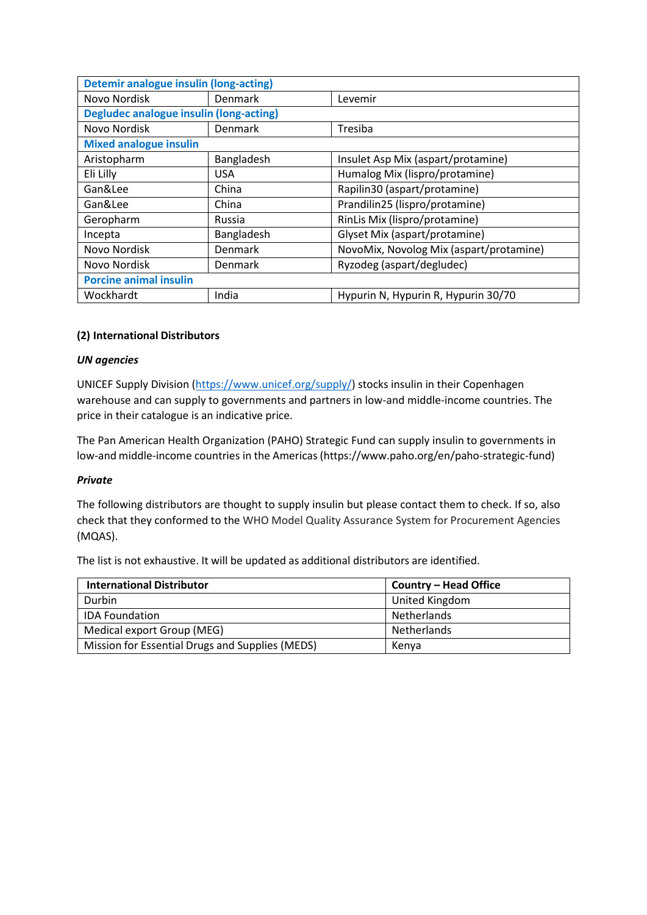| | | |
|---|---|---|
| **Detemir analogue insulin (long-acting)** | | |
| Novo Nordisk | Denmark | Levemir |
| **Degludec analogue insulin (long-acting)** | | |
| Novo Nordisk | Denmark | Tresiba |
| **Mixed analogue insulin** | | |
| Aristopharm | Bangladesh | Insulet Asp Mix (aspart/protamine) |
| Eli Lilly | USA | Humalog Mix (lispro/protamine) |
| Gan&Lee | China | Rapilin30 (aspart/protamine) |
| Gan&Lee | China | Prandilin25 (lispro/protamine) |
| Gerophram | Russia | RinLis Mix (lispro/protamine) |
| Incepta | Bangladesh | Glyset Mix (aspart/protamine) |
| Novo Nordisk | Denmark | NovoMix, Novolog Mix (aspart/protamine) |
| Novo Nordisk | Denmark | Ryzodeg (aspart/degludec) |
| **Porcine animal insulin** | | |
| Wockhardt | India | Hypurin N, Hypurin R, Hypurin 30/70 |

#### (2) International Distributors

***UN agencies***

UNICEF Supply Division (https://www.unicef.org/supply/) stocks insulin in their Copenhagen warehouse and can supply to governments and partners in low-and middle-income countries. The price in their catalogue is an indicative price.

The Pan American Health Organization (PAHO) Strategic Fund can supply insulin to governments in low-and middle-income countries in the Americas (https://www.paho.org/en/paho-strategic-fund)

***Private***

The following distributors are thought to supply insulin but please contact them to check. If so, also check that they conformed to the WHO Model Quality Assurance System for Procurement Agencies (MQAS).

The list is not exhaustive. It will be updated as additional distributors are identified.

| International Distributor | Country – Head Office |
|---|---|
| Durbin | United Kingdom |
| IDA Foundation | Netherlands |
| Medical export Group (MEG) | Netherlands |
| Mission for Essential Drugs and Supplies (MEDS) | Kenya |